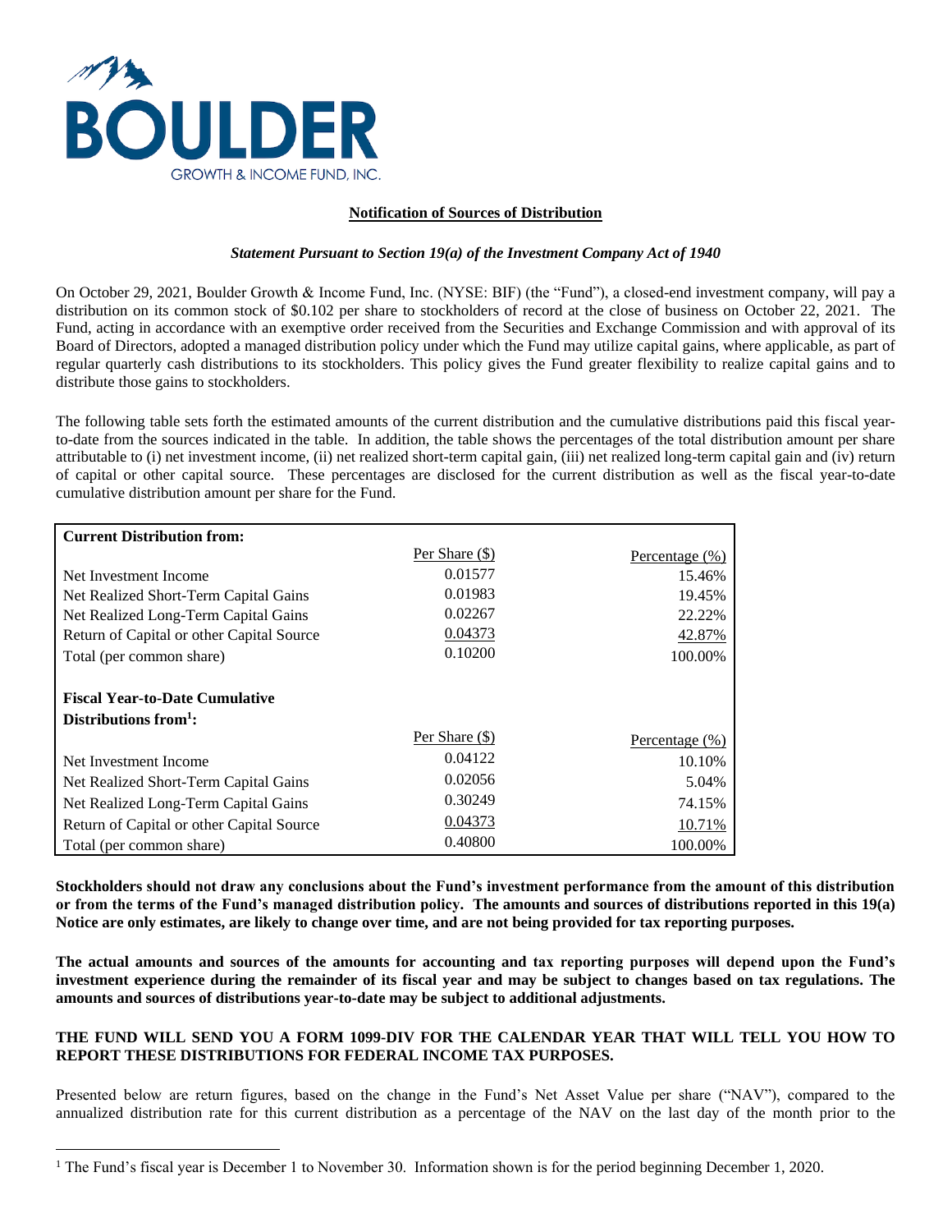BOULDER
GROWTH & INCOME FUND, INC.

**Notification of Sources of Distribution**

***Statement Pursuant to Section 19(a) of the Investment Company Act of 1940***

On October 29, 2021, Boulder Growth & Income Fund, Inc. (NYSE: BIF) (the "Fund"), a closed-end investment company, will pay a distribution on its common stock of $0.102 per share to stockholders of record at the close of business on October 22, 2021. The Fund, acting in accordance with an exemptive order received from the Securities and Exchange Commission and with approval of its Board of Directors, adopted a managed distribution policy under which the Fund may utilize capital gains, where applicable, as part of regular quarterly cash distributions to its stockholders. This policy gives the Fund greater flexibility to realize capital gains and to distribute those gains to stockholders.

The following table sets forth the estimated amounts of the current distribution and the cumulative distributions paid this fiscal year-to-date from the sources indicated in the table. In addition, the table shows the percentages of the total distribution amount per share attributable to (i) net investment income, (ii) net realized short-term capital gain, (iii) net realized long-term capital gain and (iv) return of capital or other capital source. These percentages are disclosed for the current distribution as well as the fiscal year-to-date cumulative distribution amount per share for the Fund.

| **Current Distribution from:** | Per Share ($) | Percentage (%) |
|---|---|---|
| Net Investment Income | 0.01577 | 15.46% |
| Net Realized Short-Term Capital Gains | 0.01983 | 19.45% |
| Net Realized Long-Term Capital Gains | 0.02267 | 22.22% |
| Return of Capital or other Capital Source | 0.04373 | 42.87% |
| Total (per common share) | 0.10200 | 100.00% |
| **Fiscal Year-to-Date Cumulative Distributions from[1]:** | Per Share ($) | Percentage (%) |
| Net Investment Income | 0.04122 | 10.10% |
| Net Realized Short-Term Capital Gains | 0.02056 | 5.04% |
| Net Realized Long-Term Capital Gains | 0.30249 | 74.15% |
| Return of Capital or other Capital Source | 0.04373 | 10.71% |
| Total (per common share) | 0.40800 | 100.00% |

**Stockholders should not draw any conclusions about the Fund's investment performance from the amount of this distribution or from the terms of the Fund's managed distribution policy. The amounts and sources of distributions reported in this 19(a) Notice are only estimates, are likely to change over time, and are not being provided for tax reporting purposes.**

**The actual amounts and sources of the amounts for accounting and tax reporting purposes will depend upon the Fund's investment experience during the remainder of its fiscal year and may be subject to changes based on tax regulations. The amounts and sources of distributions year-to-date may be subject to additional adjustments.**

**THE FUND WILL SEND YOU A FORM 1099-DIV FOR THE CALENDAR YEAR THAT WILL TELL YOU HOW TO REPORT THESE DISTRIBUTIONS FOR FEDERAL INCOME TAX PURPOSES.**

Presented below are return figures, based on the change in the Fund's Net Asset Value per share ("NAV"), compared to the annualized distribution rate for this current distribution as a percentage of the NAV on the last day of the month prior to the

[1] The Fund's fiscal year is December 1 to November 30. Information shown is for the period beginning December 1, 2020.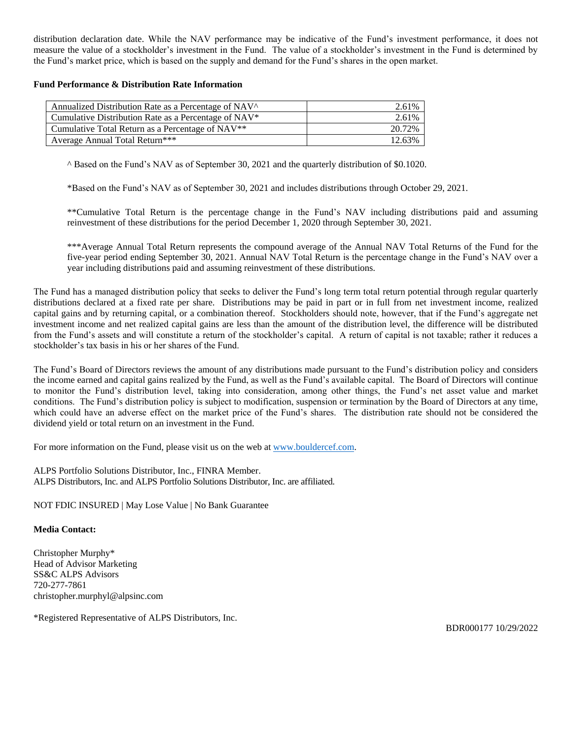distribution declaration date. While the NAV performance may be indicative of the Fund's investment performance, it does not measure the value of a stockholder's investment in the Fund. The value of a stockholder's investment in the Fund is determined by the Fund's market price, which is based on the supply and demand for the Fund's shares in the open market.

**Fund Performance & Distribution Rate Information**

| | |
|---|---|
| Annualized Distribution Rate as a Percentage of NAV^ | 2.61% |
| Cumulative Distribution Rate as a Percentage of NAV* | 2.61% |
| Cumulative Total Return as a Percentage of NAV** | 20.72% |
| Average Annual Total Return*** | 12.63% |

^ Based on the Fund's NAV as of September 30, 2021 and the quarterly distribution of $0.1020.

*Based on the Fund's NAV as of September 30, 2021 and includes distributions through October 29, 2021.

**Cumulative Total Return is the percentage change in the Fund's NAV including distributions paid and assuming reinvestment of these distributions for the period December 1, 2020 through September 30, 2021.

***Average Annual Total Return represents the compound average of the Annual NAV Total Returns of the Fund for the five-year period ending September 30, 2021. Annual NAV Total Return is the percentage change in the Fund's NAV over a year including distributions paid and assuming reinvestment of these distributions.

The Fund has a managed distribution policy that seeks to deliver the Fund's long term total return potential through regular quarterly distributions declared at a fixed rate per share. Distributions may be paid in part or in full from net investment income, realized capital gains and by returning capital, or a combination thereof. Stockholders should note, however, that if the Fund's aggregate net investment income and net realized capital gains are less than the amount of the distribution level, the difference will be distributed from the Fund's assets and will constitute a return of the stockholder's capital. A return of capital is not taxable; rather it reduces a stockholder's tax basis in his or her shares of the Fund.

The Fund's Board of Directors reviews the amount of any distributions made pursuant to the Fund's distribution policy and considers the income earned and capital gains realized by the Fund, as well as the Fund's available capital. The Board of Directors will continue to monitor the Fund's distribution level, taking into consideration, among other things, the Fund's net asset value and market conditions. The Fund's distribution policy is subject to modification, suspension or termination by the Board of Directors at any time, which could have an adverse effect on the market price of the Fund's shares. The distribution rate should not be considered the dividend yield or total return on an investment in the Fund.

For more information on the Fund, please visit us on the web at www.bouldercef.com.

ALPS Portfolio Solutions Distributor, Inc., FINRA Member.
ALPS Distributors, Inc. and ALPS Portfolio Solutions Distributor, Inc. are affiliated.

NOT FDIC INSURED | May Lose Value | No Bank Guarantee

**Media Contact:**

Christopher Murphy*
Head of Advisor Marketing
SS&C ALPS Advisors
720-277-7861
christopher.murphyl@alpsinc.com

*Registered Representative of ALPS Distributors, Inc.

BDR000177 10/29/2022